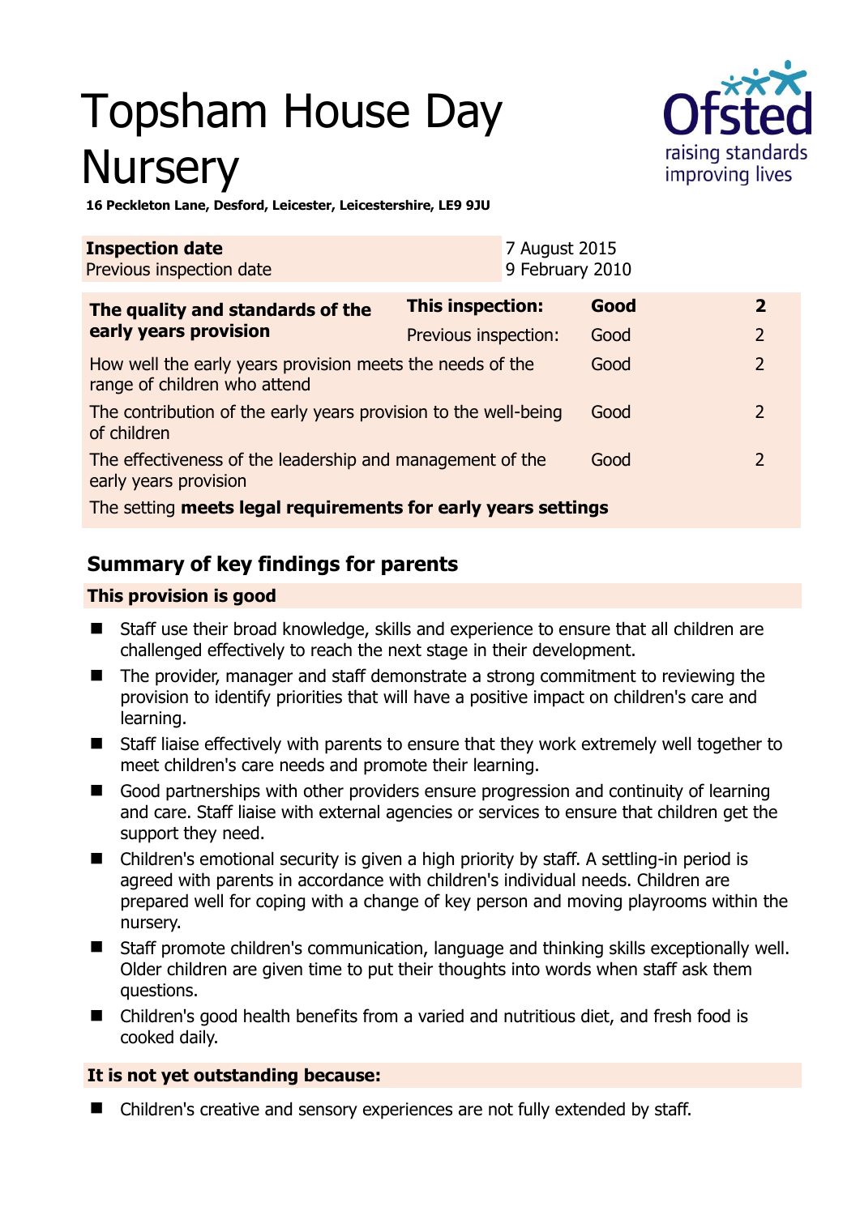# Topsham House Day Nursery

**16 Peckleton Lane, Desford, Leicester, Leicestershire, LE9 9JU**

| **Inspection date** | 7 August 2015 |
|---|---|
| Previous inspection date | 9 February 2010 |

| **The quality and standards of the early years provision** | **This inspection:** | **Good** | **2** |
|---|---|---|---|
| | Previous inspection: | Good | 2 |
| How well the early years provision meets the needs of the range of children who attend | | Good | 2 |
| The contribution of the early years provision to the well-being of children | | Good | 2 |
| The effectiveness of the leadership and management of the early years provision | | Good | 2 |
| The setting **meets legal requirements for early years settings** | | | |

## Summary of key findings for parents

### This provision is good

- Staff use their broad knowledge, skills and experience to ensure that all children are challenged effectively to reach the next stage in their development.
- The provider, manager and staff demonstrate a strong commitment to reviewing the provision to identify priorities that will have a positive impact on children's care and learning.
- Staff liaise effectively with parents to ensure that they work extremely well together to meet children's care needs and promote their learning.
- Good partnerships with other providers ensure progression and continuity of learning and care. Staff liaise with external agencies or services to ensure that children get the support they need.
- Children's emotional security is given a high priority by staff. A settling-in period is agreed with parents in accordance with children's individual needs. Children are prepared well for coping with a change of key person and moving playrooms within the nursery.
- Staff promote children's communication, language and thinking skills exceptionally well. Older children are given time to put their thoughts into words when staff ask them questions.
- Children's good health benefits from a varied and nutritious diet, and fresh food is cooked daily.

### It is not yet outstanding because:

- Children's creative and sensory experiences are not fully extended by staff.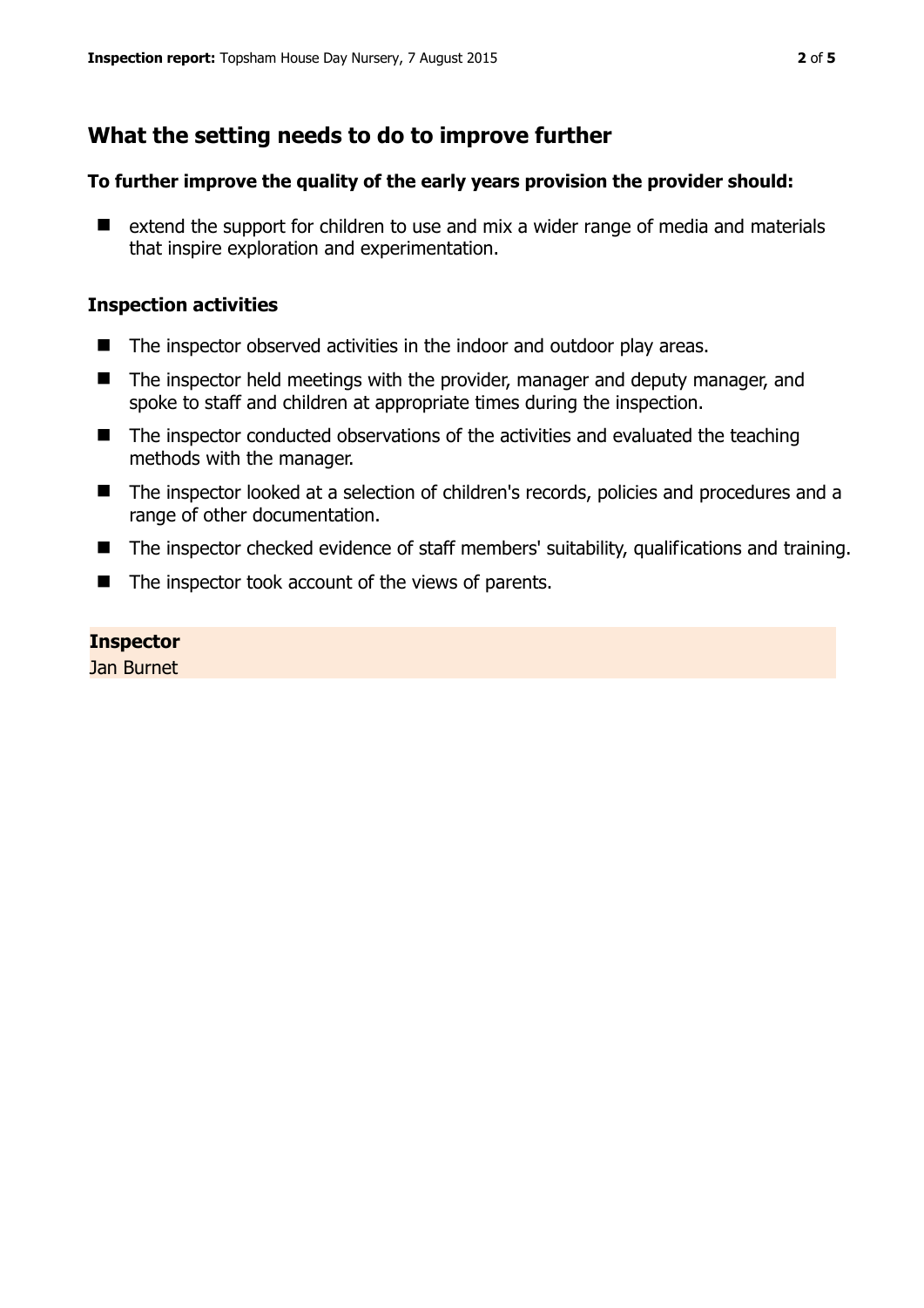## What the setting needs to do to improve further

**To further improve the quality of the early years provision the provider should:**

- extend the support for children to use and mix a wider range of media and materials that inspire exploration and experimentation.

### Inspection activities

- The inspector observed activities in the indoor and outdoor play areas.
- The inspector held meetings with the provider, manager and deputy manager, and spoke to staff and children at appropriate times during the inspection.
- The inspector conducted observations of the activities and evaluated the teaching methods with the manager.
- The inspector looked at a selection of children's records, policies and procedures and a range of other documentation.
- The inspector checked evidence of staff members' suitability, qualifications and training.
- The inspector took account of the views of parents.

**Inspector**
Jan Burnet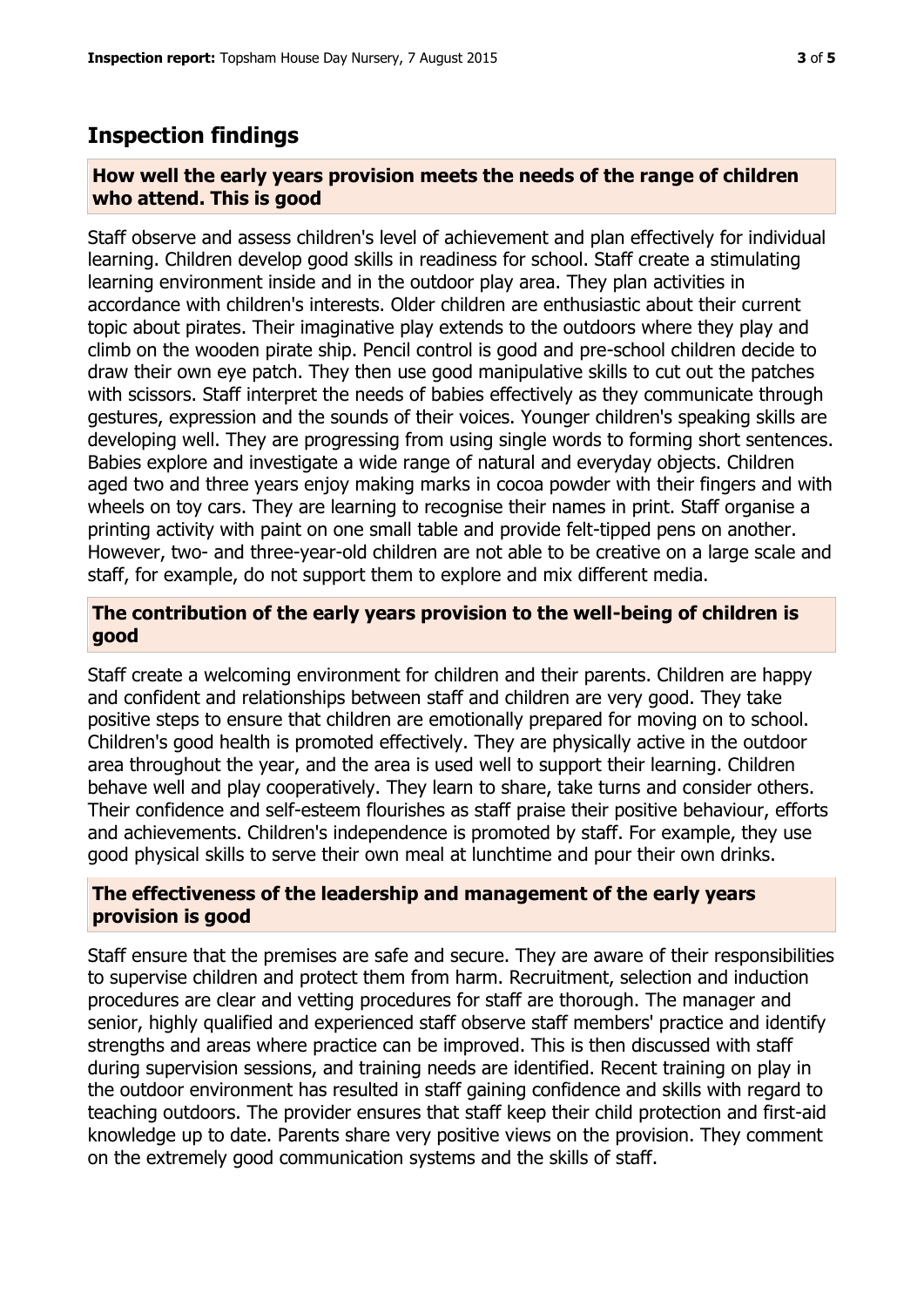## Inspection findings

### How well the early years provision meets the needs of the range of children who attend. This is good

Staff observe and assess children's level of achievement and plan effectively for individual learning. Children develop good skills in readiness for school. Staff create a stimulating learning environment inside and in the outdoor play area. They plan activities in accordance with children's interests. Older children are enthusiastic about their current topic about pirates. Their imaginative play extends to the outdoors where they play and climb on the wooden pirate ship. Pencil control is good and pre-school children decide to draw their own eye patch. They then use good manipulative skills to cut out the patches with scissors. Staff interpret the needs of babies effectively as they communicate through gestures, expression and the sounds of their voices. Younger children's speaking skills are developing well. They are progressing from using single words to forming short sentences. Babies explore and investigate a wide range of natural and everyday objects. Children aged two and three years enjoy making marks in cocoa powder with their fingers and with wheels on toy cars. They are learning to recognise their names in print. Staff organise a printing activity with paint on one small table and provide felt-tipped pens on another. However, two- and three-year-old children are not able to be creative on a large scale and staff, for example, do not support them to explore and mix different media.

### The contribution of the early years provision to the well-being of children is good

Staff create a welcoming environment for children and their parents. Children are happy and confident and relationships between staff and children are very good. They take positive steps to ensure that children are emotionally prepared for moving on to school. Children's good health is promoted effectively. They are physically active in the outdoor area throughout the year, and the area is used well to support their learning. Children behave well and play cooperatively. They learn to share, take turns and consider others. Their confidence and self-esteem flourishes as staff praise their positive behaviour, efforts and achievements. Children's independence is promoted by staff. For example, they use good physical skills to serve their own meal at lunchtime and pour their own drinks.

### The effectiveness of the leadership and management of the early years provision is good

Staff ensure that the premises are safe and secure. They are aware of their responsibilities to supervise children and protect them from harm. Recruitment, selection and induction procedures are clear and vetting procedures for staff are thorough. The manager and senior, highly qualified and experienced staff observe staff members' practice and identify strengths and areas where practice can be improved. This is then discussed with staff during supervision sessions, and training needs are identified. Recent training on play in the outdoor environment has resulted in staff gaining confidence and skills with regard to teaching outdoors. The provider ensures that staff keep their child protection and first-aid knowledge up to date. Parents share very positive views on the provision. They comment on the extremely good communication systems and the skills of staff.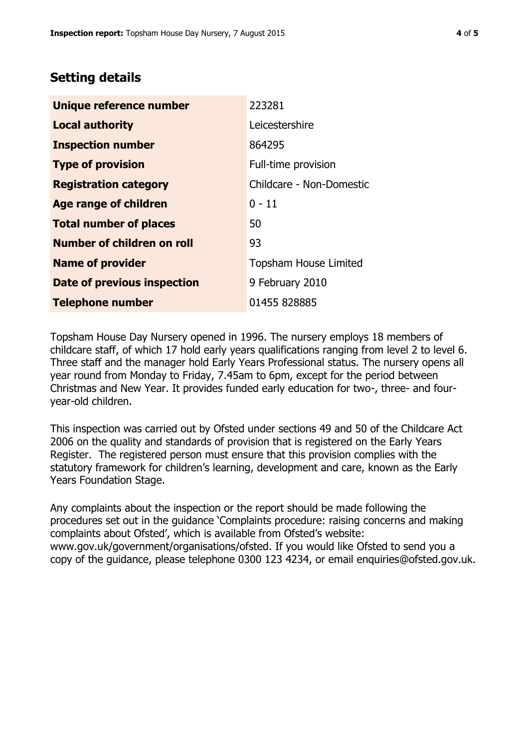## Setting details

| | |
|---|---|
| **Unique reference number** | 223281 |
| **Local authority** | Leicestershire |
| **Inspection number** | 864295 |
| **Type of provision** | Full-time provision |
| **Registration category** | Childcare - Non-Domestic |
| **Age range of children** | 0 - 11 |
| **Total number of places** | 50 |
| **Number of children on roll** | 93 |
| **Name of provider** | Topsham House Limited |
| **Date of previous inspection** | 9 February 2010 |
| **Telephone number** | 01455 828885 |

Topsham House Day Nursery opened in 1996. The nursery employs 18 members of childcare staff, of which 17 hold early years qualifications ranging from level 2 to level 6. Three staff and the manager hold Early Years Professional status. The nursery opens all year round from Monday to Friday, 7.45am to 6pm, except for the period between Christmas and New Year. It provides funded early education for two-, three- and four-year-old children.

This inspection was carried out by Ofsted under sections 49 and 50 of the Childcare Act 2006 on the quality and standards of provision that is registered on the Early Years Register. The registered person must ensure that this provision complies with the statutory framework for children's learning, development and care, known as the Early Years Foundation Stage.

Any complaints about the inspection or the report should be made following the procedures set out in the guidance 'Complaints procedure: raising concerns and making complaints about Ofsted', which is available from Ofsted's website: www.gov.uk/government/organisations/ofsted. If you would like Ofsted to send you a copy of the guidance, please telephone 0300 123 4234, or email enquiries@ofsted.gov.uk.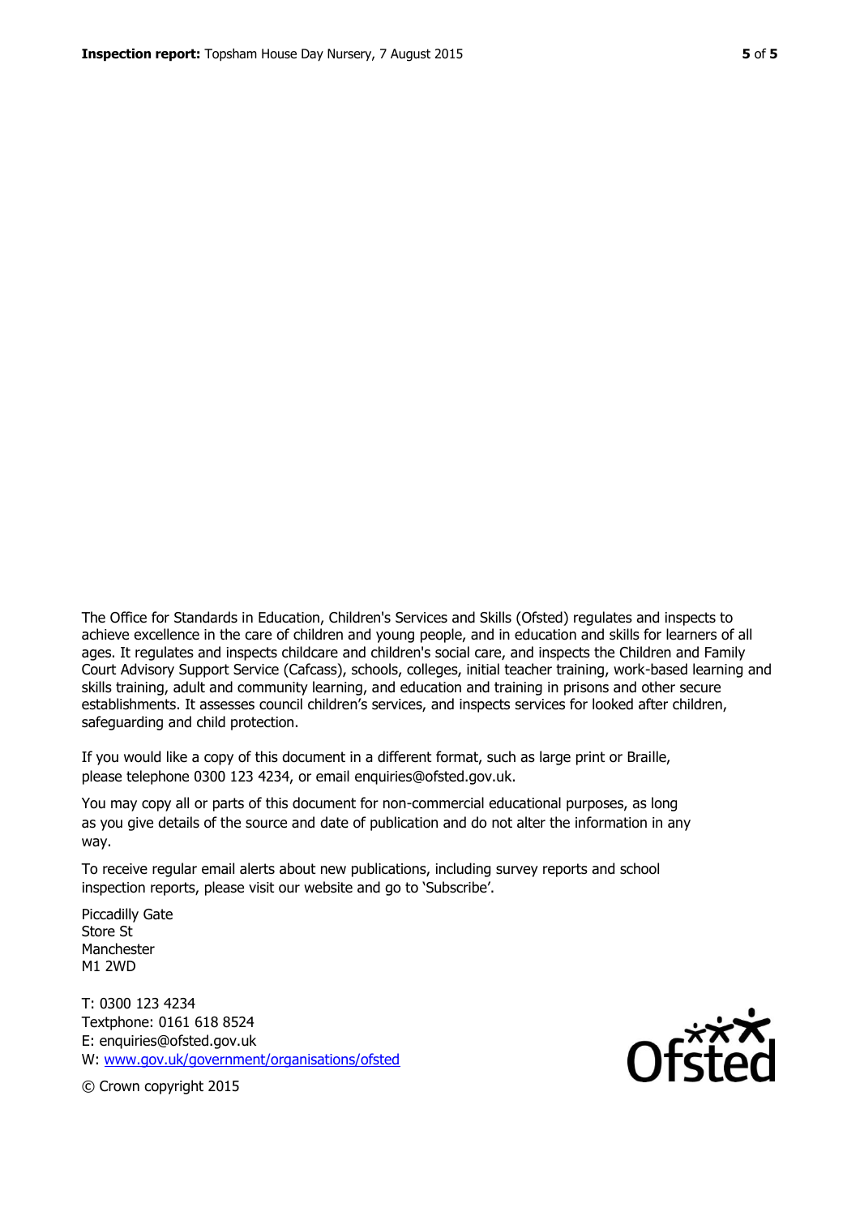The Office for Standards in Education, Children's Services and Skills (Ofsted) regulates and inspects to achieve excellence in the care of children and young people, and in education and skills for learners of all ages. It regulates and inspects childcare and children's social care, and inspects the Children and Family Court Advisory Support Service (Cafcass), schools, colleges, initial teacher training, work-based learning and skills training, adult and community learning, and education and training in prisons and other secure establishments. It assesses council children's services, and inspects services for looked after children, safeguarding and child protection.

If you would like a copy of this document in a different format, such as large print or Braille, please telephone 0300 123 4234, or email enquiries@ofsted.gov.uk.

You may copy all or parts of this document for non-commercial educational purposes, as long as you give details of the source and date of publication and do not alter the information in any way.

To receive regular email alerts about new publications, including survey reports and school inspection reports, please visit our website and go to 'Subscribe'.

Piccadilly Gate
Store St
Manchester
M1 2WD

T: 0300 123 4234
Textphone: 0161 618 8524
E: enquiries@ofsted.gov.uk
W: [www.gov.uk/government/organisations/ofsted](www.gov.uk/government/organisations/ofsted)

© Crown copyright 2015

Ofsted